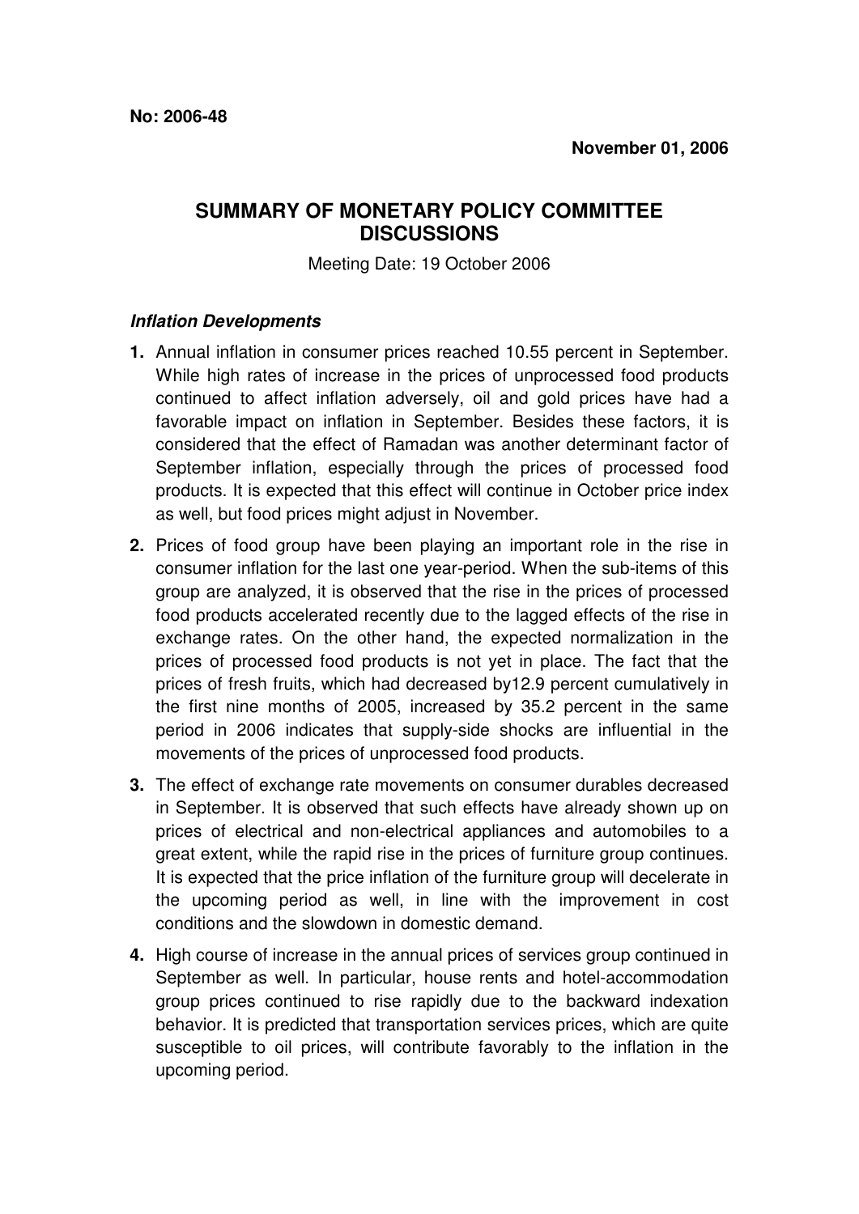**No: 2006-48**

**November 01, 2006**

# SUMMARY OF MONETARY POLICY COMMITTEE DISCUSSIONS

Meeting Date: 19 October 2006

### *Inflation Developments*

**1.** Annual inflation in consumer prices reached 10.55 percent in September. While high rates of increase in the prices of unprocessed food products continued to affect inflation adversely, oil and gold prices have had a favorable impact on inflation in September. Besides these factors, it is considered that the effect of Ramadan was another determinant factor of September inflation, especially through the prices of processed food products. It is expected that this effect will continue in October price index as well, but food prices might adjust in November.

**2.** Prices of food group have been playing an important role in the rise in consumer inflation for the last one year-period. When the sub-items of this group are analyzed, it is observed that the rise in the prices of processed food products accelerated recently due to the lagged effects of the rise in exchange rates. On the other hand, the expected normalization in the prices of processed food products is not yet in place. The fact that the prices of fresh fruits, which had decreased by12.9 percent cumulatively in the first nine months of 2005, increased by 35.2 percent in the same period in 2006 indicates that supply-side shocks are influential in the movements of the prices of unprocessed food products.

**3.** The effect of exchange rate movements on consumer durables decreased in September. It is observed that such effects have already shown up on prices of electrical and non-electrical appliances and automobiles to a great extent, while the rapid rise in the prices of furniture group continues. It is expected that the price inflation of the furniture group will decelerate in the upcoming period as well, in line with the improvement in cost conditions and the slowdown in domestic demand.

**4.** High course of increase in the annual prices of services group continued in September as well. In particular, house rents and hotel-accommodation group prices continued to rise rapidly due to the backward indexation behavior. It is predicted that transportation services prices, which are quite susceptible to oil prices, will contribute favorably to the inflation in the upcoming period.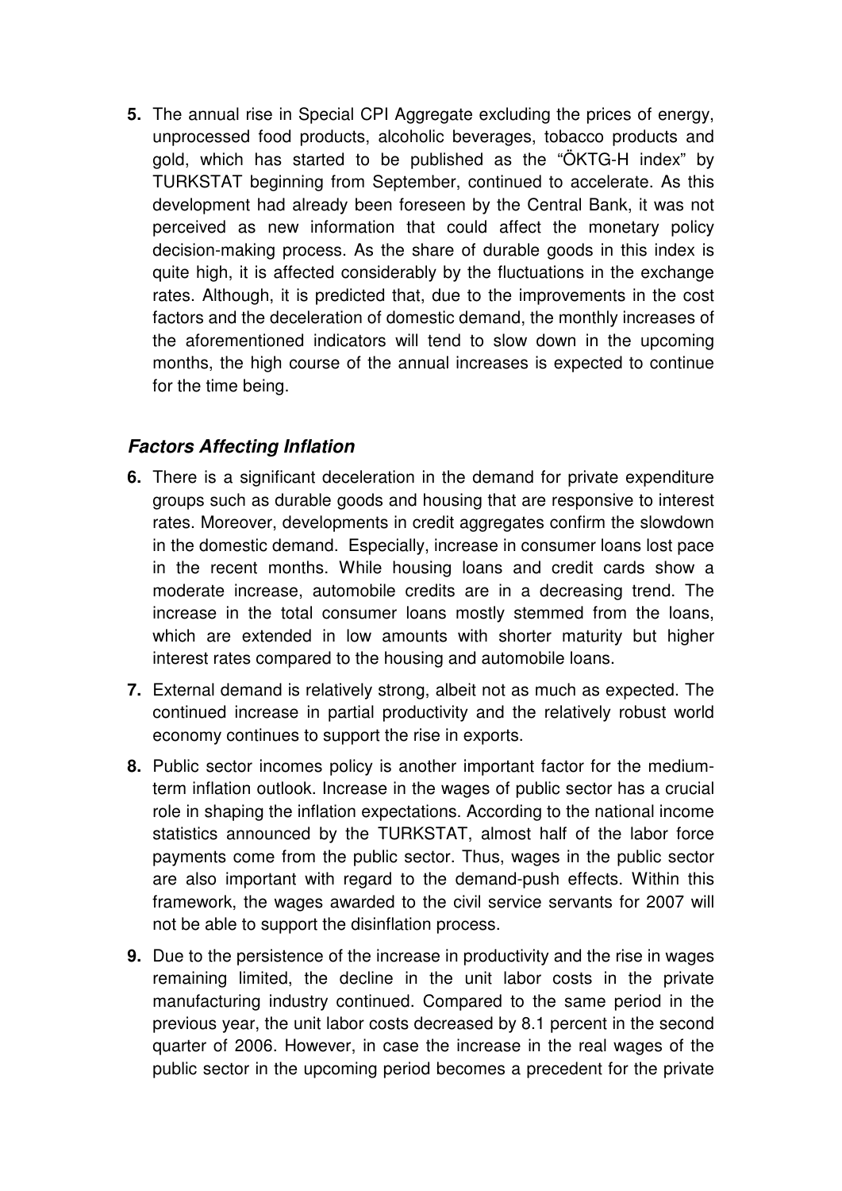**5.** The annual rise in Special CPI Aggregate excluding the prices of energy, unprocessed food products, alcoholic beverages, tobacco products and gold, which has started to be published as the "ÖKTG-H index" by TURKSTAT beginning from September, continued to accelerate. As this development had already been foreseen by the Central Bank, it was not perceived as new information that could affect the monetary policy decision-making process. As the share of durable goods in this index is quite high, it is affected considerably by the fluctuations in the exchange rates. Although, it is predicted that, due to the improvements in the cost factors and the deceleration of domestic demand, the monthly increases of the aforementioned indicators will tend to slow down in the upcoming months, the high course of the annual increases is expected to continue for the time being.

### *Factors Affecting Inflation*

**6.** There is a significant deceleration in the demand for private expenditure groups such as durable goods and housing that are responsive to interest rates. Moreover, developments in credit aggregates confirm the slowdown in the domestic demand. Especially, increase in consumer loans lost pace in the recent months. While housing loans and credit cards show a moderate increase, automobile credits are in a decreasing trend. The increase in the total consumer loans mostly stemmed from the loans, which are extended in low amounts with shorter maturity but higher interest rates compared to the housing and automobile loans.

**7.** External demand is relatively strong, albeit not as much as expected. The continued increase in partial productivity and the relatively robust world economy continues to support the rise in exports.

**8.** Public sector incomes policy is another important factor for the medium-term inflation outlook. Increase in the wages of public sector has a crucial role in shaping the inflation expectations. According to the national income statistics announced by the TURKSTAT, almost half of the labor force payments come from the public sector. Thus, wages in the public sector are also important with regard to the demand-push effects. Within this framework, the wages awarded to the civil service servants for 2007 will not be able to support the disinflation process.

**9.** Due to the persistence of the increase in productivity and the rise in wages remaining limited, the decline in the unit labor costs in the private manufacturing industry continued. Compared to the same period in the previous year, the unit labor costs decreased by 8.1 percent in the second quarter of 2006. However, in case the increase in the real wages of the public sector in the upcoming period becomes a precedent for the private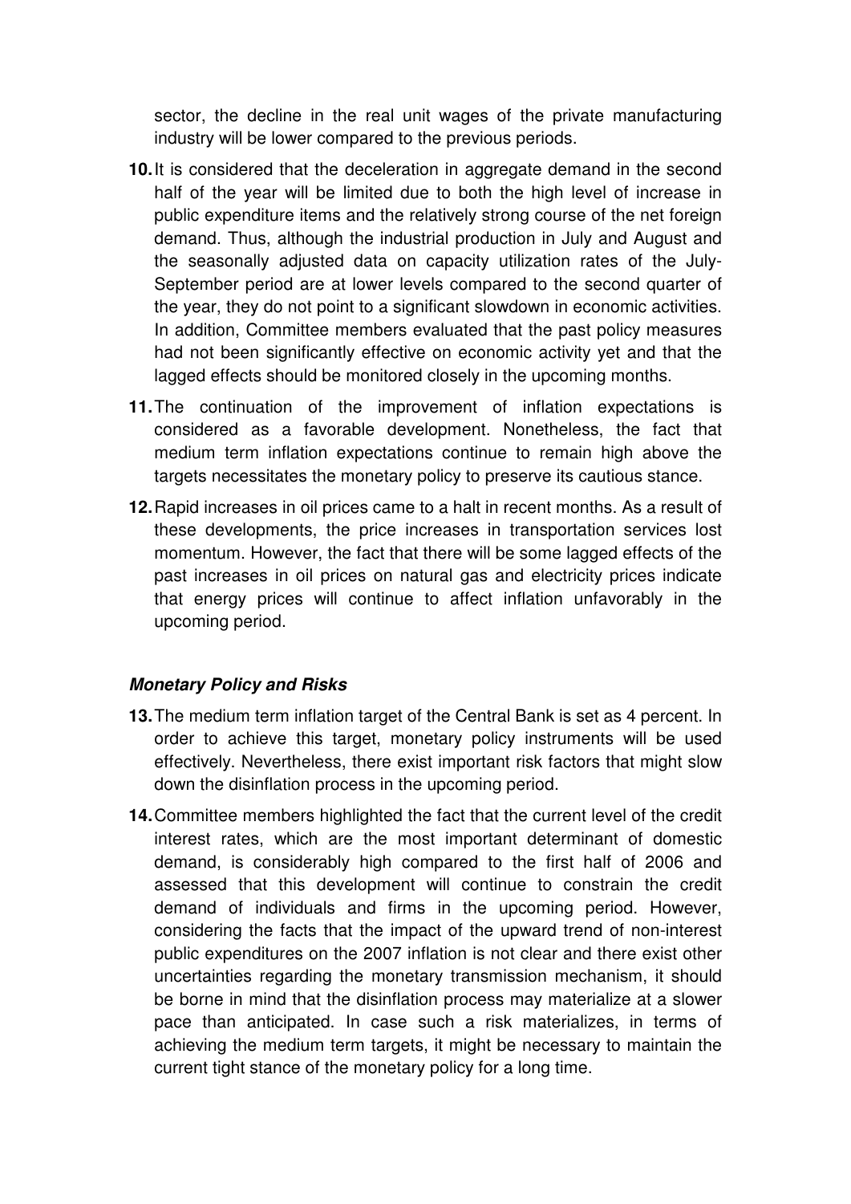sector, the decline in the real unit wages of the private manufacturing industry will be lower compared to the previous periods.

**10.** It is considered that the deceleration in aggregate demand in the second half of the year will be limited due to both the high level of increase in public expenditure items and the relatively strong course of the net foreign demand. Thus, although the industrial production in July and August and the seasonally adjusted data on capacity utilization rates of the July-September period are at lower levels compared to the second quarter of the year, they do not point to a significant slowdown in economic activities. In addition, Committee members evaluated that the past policy measures had not been significantly effective on economic activity yet and that the lagged effects should be monitored closely in the upcoming months.

**11.** The continuation of the improvement of inflation expectations is considered as a favorable development. Nonetheless, the fact that medium term inflation expectations continue to remain high above the targets necessitates the monetary policy to preserve its cautious stance.

**12.** Rapid increases in oil prices came to a halt in recent months. As a result of these developments, the price increases in transportation services lost momentum. However, the fact that there will be some lagged effects of the past increases in oil prices on natural gas and electricity prices indicate that energy prices will continue to affect inflation unfavorably in the upcoming period.

***Monetary Policy and Risks***

**13.** The medium term inflation target of the Central Bank is set as 4 percent. In order to achieve this target, monetary policy instruments will be used effectively. Nevertheless, there exist important risk factors that might slow down the disinflation process in the upcoming period.

**14.** Committee members highlighted the fact that the current level of the credit interest rates, which are the most important determinant of domestic demand, is considerably high compared to the first half of 2006 and assessed that this development will continue to constrain the credit demand of individuals and firms in the upcoming period. However, considering the facts that the impact of the upward trend of non-interest public expenditures on the 2007 inflation is not clear and there exist other uncertainties regarding the monetary transmission mechanism, it should be borne in mind that the disinflation process may materialize at a slower pace than anticipated. In case such a risk materializes, in terms of achieving the medium term targets, it might be necessary to maintain the current tight stance of the monetary policy for a long time.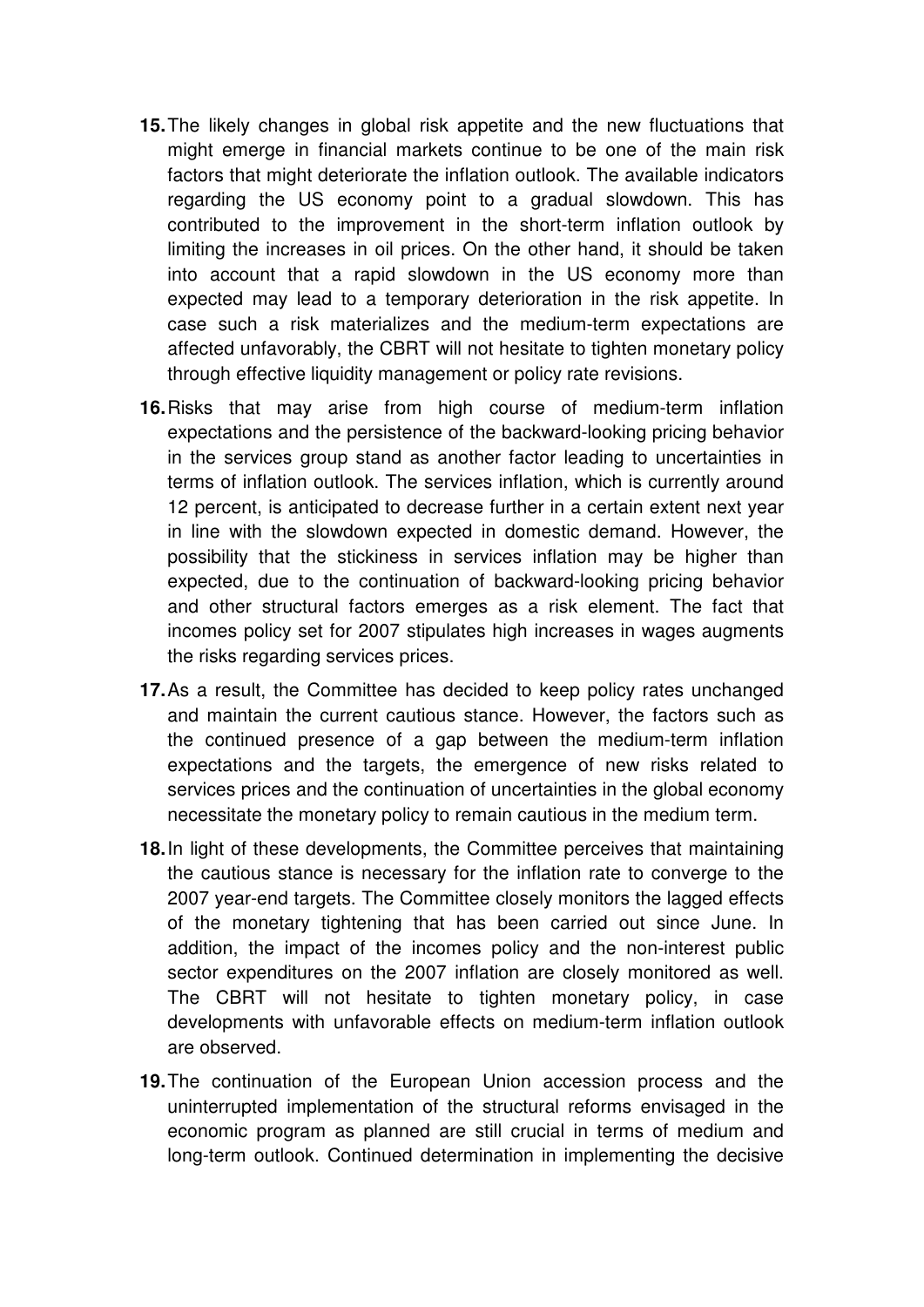**15.** The likely changes in global risk appetite and the new fluctuations that might emerge in financial markets continue to be one of the main risk factors that might deteriorate the inflation outlook. The available indicators regarding the US economy point to a gradual slowdown. This has contributed to the improvement in the short-term inflation outlook by limiting the increases in oil prices. On the other hand, it should be taken into account that a rapid slowdown in the US economy more than expected may lead to a temporary deterioration in the risk appetite. In case such a risk materializes and the medium-term expectations are affected unfavorably, the CBRT will not hesitate to tighten monetary policy through effective liquidity management or policy rate revisions.

**16.** Risks that may arise from high course of medium-term inflation expectations and the persistence of the backward-looking pricing behavior in the services group stand as another factor leading to uncertainties in terms of inflation outlook. The services inflation, which is currently around 12 percent, is anticipated to decrease further in a certain extent next year in line with the slowdown expected in domestic demand. However, the possibility that the stickiness in services inflation may be higher than expected, due to the continuation of backward-looking pricing behavior and other structural factors emerges as a risk element. The fact that incomes policy set for 2007 stipulates high increases in wages augments the risks regarding services prices.

**17.** As a result, the Committee has decided to keep policy rates unchanged and maintain the current cautious stance. However, the factors such as the continued presence of a gap between the medium-term inflation expectations and the targets, the emergence of new risks related to services prices and the continuation of uncertainties in the global economy necessitate the monetary policy to remain cautious in the medium term.

**18.** In light of these developments, the Committee perceives that maintaining the cautious stance is necessary for the inflation rate to converge to the 2007 year-end targets. The Committee closely monitors the lagged effects of the monetary tightening that has been carried out since June. In addition, the impact of the incomes policy and the non-interest public sector expenditures on the 2007 inflation are closely monitored as well. The CBRT will not hesitate to tighten monetary policy, in case developments with unfavorable effects on medium-term inflation outlook are observed.

**19.** The continuation of the European Union accession process and the uninterrupted implementation of the structural reforms envisaged in the economic program as planned are still crucial in terms of medium and long-term outlook. Continued determination in implementing the decisive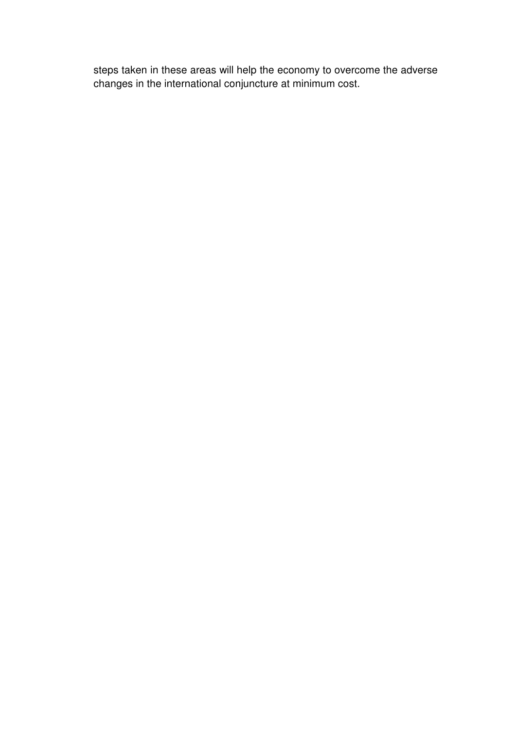steps taken in these areas will help the economy to overcome the adverse changes in the international conjuncture at minimum cost.